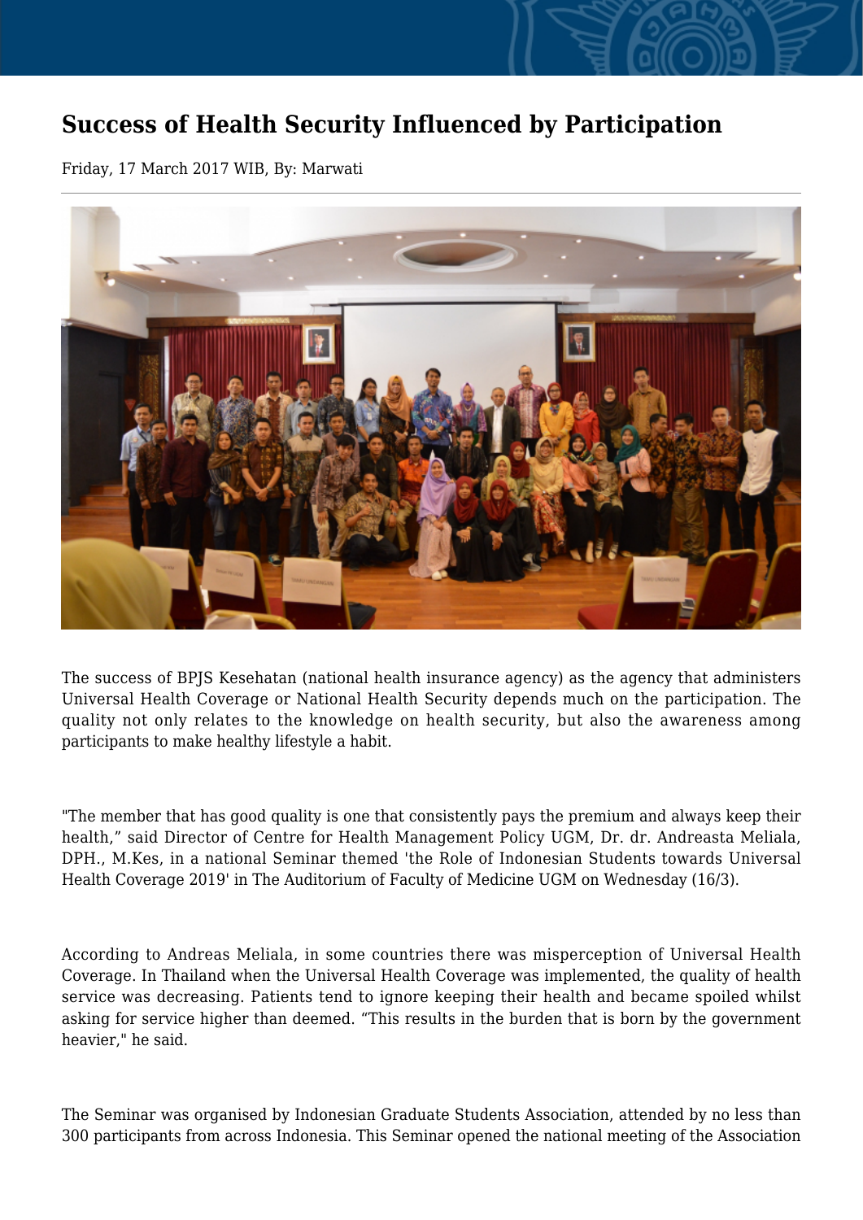# Success of Health Security Influenced by Participation

Friday, 17 March 2017 WIB, By: Marwati

---

The success of BPJS Kesehatan (national health insurance agency) as the agency that administers Universal Health Coverage or National Health Security depends much on the participation. The quality not only relates to the knowledge on health security, but also the awareness among participants to make healthy lifestyle a habit.

"The member that has good quality is one that consistently pays the premium and always keep their health," said Director of Centre for Health Management Policy UGM, Dr. dr. Andreasta Meliala, DPH., M.Kes, in a national Seminar themed 'the Role of Indonesian Students towards Universal Health Coverage 2019' in The Auditorium of Faculty of Medicine UGM on Wednesday (16/3).

According to Andreas Meliala, in some countries there was misperception of Universal Health Coverage. In Thailand when the Universal Health Coverage was implemented, the quality of health service was decreasing. Patients tend to ignore keeping their health and became spoiled whilst asking for service higher than deemed. "This results in the burden that is born by the government heavier," he said.

The Seminar was organised by Indonesian Graduate Students Association, attended by no less than 300 participants from across Indonesia. This Seminar opened the national meeting of the Association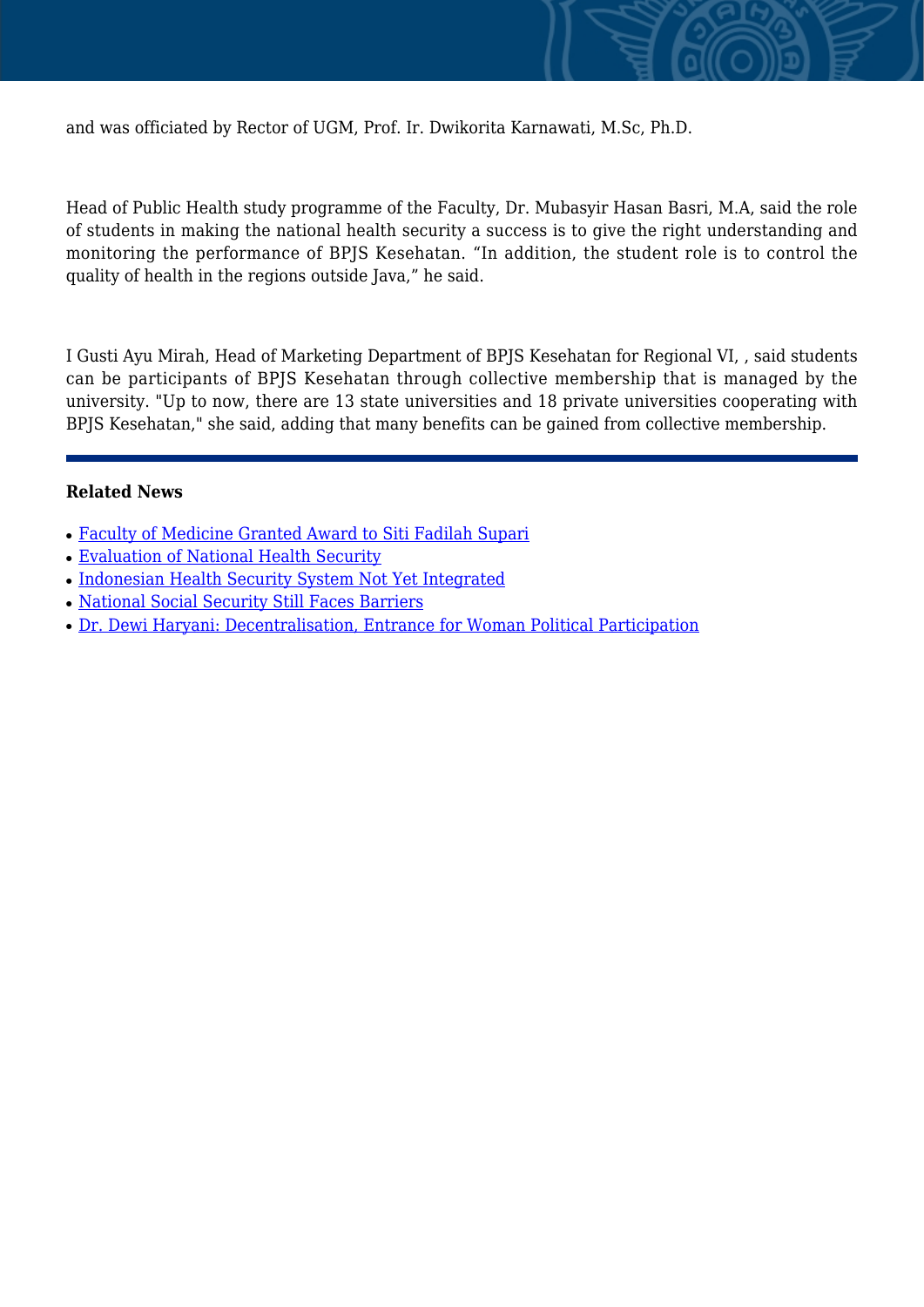and was officiated by Rector of UGM, Prof. Ir. Dwikorita Karnawati, M.Sc, Ph.D.

Head of Public Health study programme of the Faculty, Dr. Mubasyir Hasan Basri, M.A, said the role of students in making the national health security a success is to give the right understanding and monitoring the performance of BPJS Kesehatan. “In addition, the student role is to control the quality of health in the regions outside Java,” he said.

I Gusti Ayu Mirah, Head of Marketing Department of BPJS Kesehatan for Regional VI, , said students can be participants of BPJS Kesehatan through collective membership that is managed by the university. "Up to now, there are 13 state universities and 18 private universities cooperating with BPJS Kesehatan," she said, adding that many benefits can be gained from collective membership.

---

**Related News**

- Faculty of Medicine Granted Award to Siti Fadilah Supari
- Evaluation of National Health Security
- Indonesian Health Security System Not Yet Integrated
- National Social Security Still Faces Barriers
- Dr. Dewi Haryani: Decentralisation, Entrance for Woman Political Participation